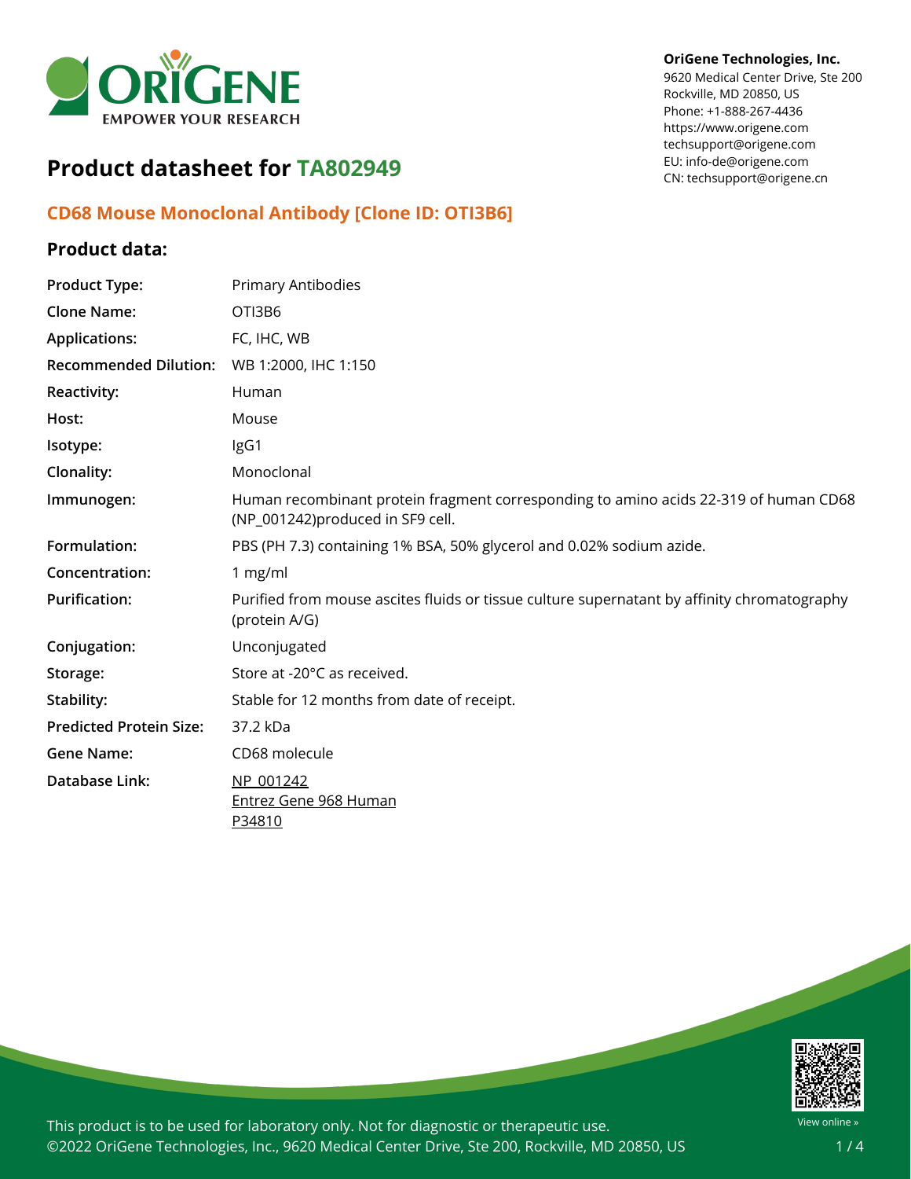OriGene Technologies, Inc.
9620 Medical Center Drive, Ste 200
Rockville, MD 20850, US
Phone: +1-888-267-4436
https://www.origene.com
techsupport@origene.com
EU: info-de@origene.com
CN: techsupport@origene.cn

# Product datasheet for TA802949

## CD68 Mouse Monoclonal Antibody [Clone ID: OTI3B6]

### Product data:

| | |
|---|---|
| **Product Type:** | Primary Antibodies |
| **Clone Name:** | OTI3B6 |
| **Applications:** | FC, IHC, WB |
| **Recommended Dilution:** | WB 1:2000, IHC 1:150 |
| **Reactivity:** | Human |
| **Host:** | Mouse |
| **Isotype:** | IgG1 |
| **Clonality:** | Monoclonal |
| **Immunogen:** | Human recombinant protein fragment corresponding to amino acids 22-319 of human CD68 (NP_001242)produced in SF9 cell. |
| **Formulation:** | PBS (PH 7.3) containing 1% BSA, 50% glycerol and 0.02% sodium azide. |
| **Concentration:** | 1 mg/ml |
| **Purification:** | Purified from mouse ascites fluids or tissue culture supernatant by affinity chromatography (protein A/G) |
| **Conjugation:** | Unconjugated |
| **Storage:** | Store at -20°C as received. |
| **Stability:** | Stable for 12 months from date of receipt. |
| **Predicted Protein Size:** | 37.2 kDa |
| **Gene Name:** | CD68 molecule |
| **Database Link:** | NP_001242<br>Entrez Gene 968 Human<br>P34810 |

This product is to be used for laboratory only. Not for diagnostic or therapeutic use.
©2022 OriGene Technologies, Inc., 9620 Medical Center Drive, Ste 200, Rockville, MD 20850, US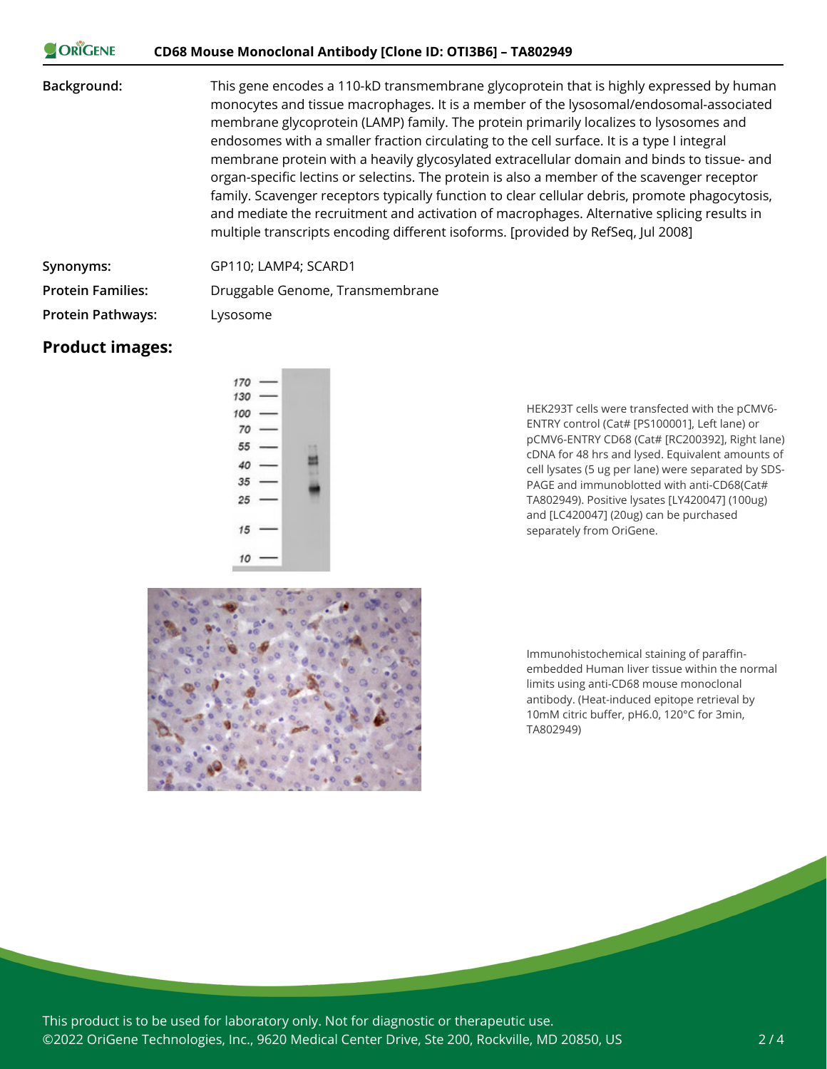| | |
|---|---|
| **Background:** | This gene encodes a 110-kD transmembrane glycoprotein that is highly expressed by human monocytes and tissue macrophages. It is a member of the lysosomal/endosomal-associated membrane glycoprotein (LAMP) family. The protein primarily localizes to lysosomes and endosomes with a smaller fraction circulating to the cell surface. It is a type I integral membrane protein with a heavily glycosylated extracellular domain and binds to tissue- and organ-specific lectins or selectins. The protein is also a member of the scavenger receptor family. Scavenger receptors typically function to clear cellular debris, promote phagocytosis, and mediate the recruitment and activation of macrophages. Alternative splicing results in multiple transcripts encoding different isoforms. [provided by RefSeq, Jul 2008] |
| **Synonyms:** | GP110; LAMP4; SCARD1 |
| **Protein Families:** | Druggable Genome, Transmembrane |
| **Protein Pathways:** | Lysosome |

## Product images:

HEK293T cells were transfected with the pCMV6-ENTRY control (Cat# [PS100001], Left lane) or pCMV6-ENTRY CD68 (Cat# [RC200392], Right lane) cDNA for 48 hrs and lysed. Equivalent amounts of cell lysates (5 ug per lane) were separated by SDS-PAGE and immunoblotted with anti-CD68(Cat# TA802949). Positive lysates [LY420047] (100ug) and [LC420047] (20ug) can be purchased separately from OriGene.

Immunohistochemical staining of paraffin-embedded Human liver tissue within the normal limits using anti-CD68 mouse monoclonal antibody. (Heat-induced epitope retrieval by 10mM citric buffer, pH6.0, 120°C for 3min, TA802949)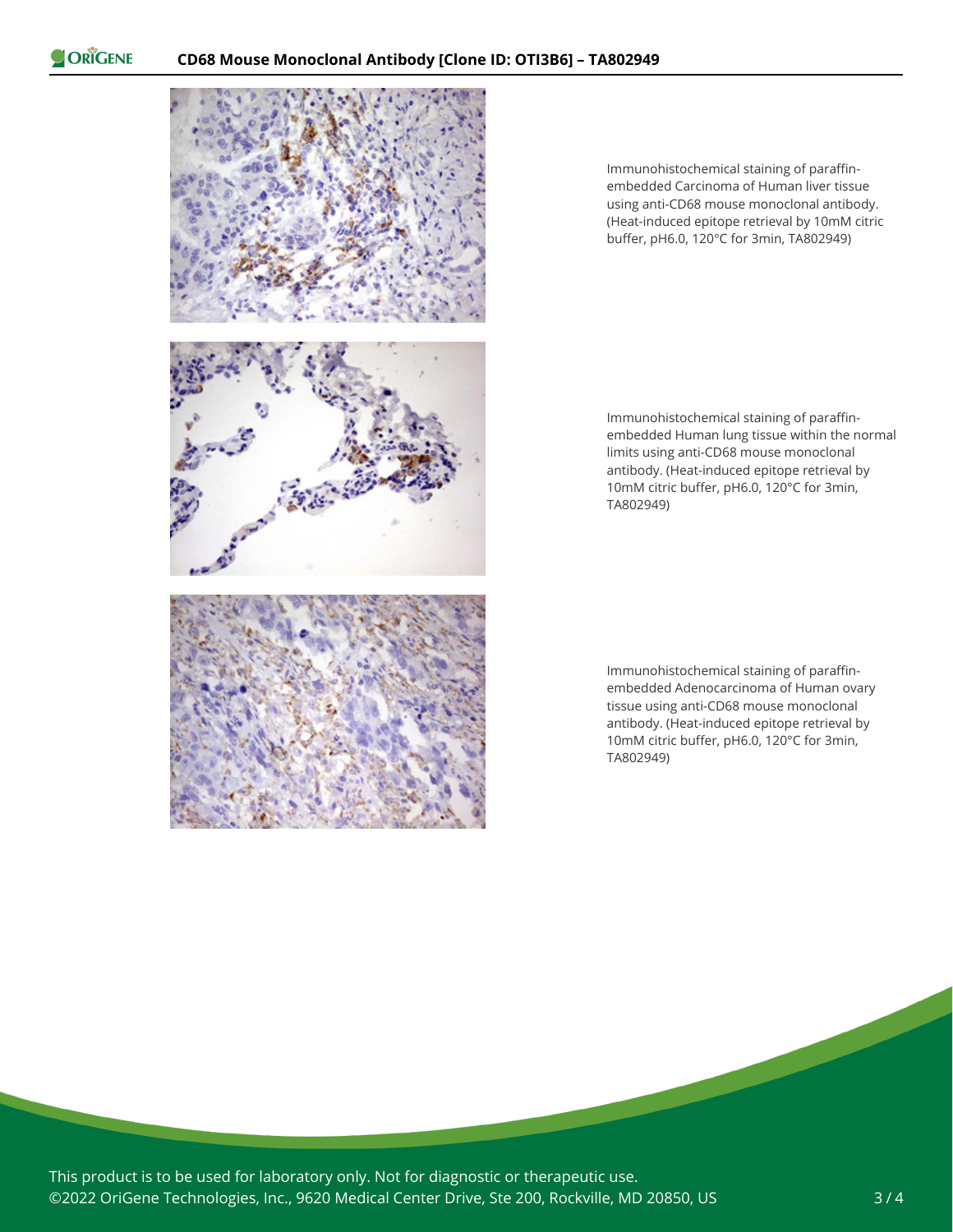Immunohistochemical staining of paraffin-embedded Carcinoma of Human liver tissue using anti-CD68 mouse monoclonal antibody. (Heat-induced epitope retrieval by 10mM citric buffer, pH6.0, 120°C for 3min, TA802949)

Immunohistochemical staining of paraffin-embedded Human lung tissue within the normal limits using anti-CD68 mouse monoclonal antibody. (Heat-induced epitope retrieval by 10mM citric buffer, pH6.0, 120°C for 3min, TA802949)

Immunohistochemical staining of paraffin-embedded Adenocarcinoma of Human ovary tissue using anti-CD68 mouse monoclonal antibody. (Heat-induced epitope retrieval by 10mM citric buffer, pH6.0, 120°C for 3min, TA802949)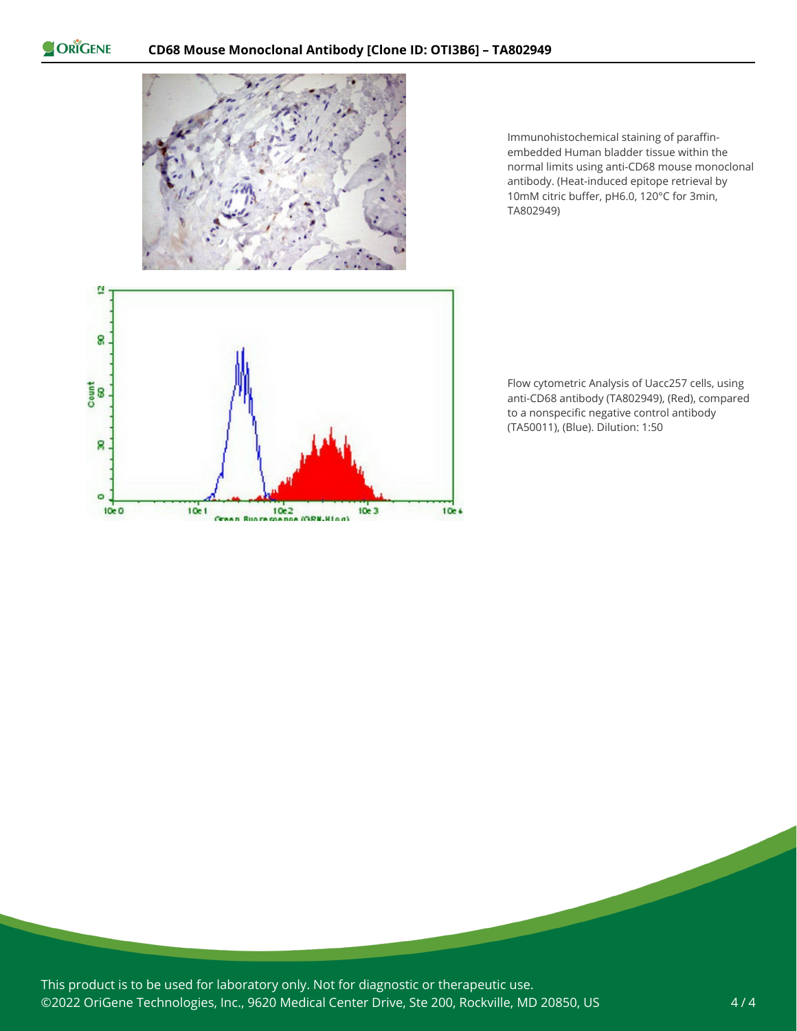Immunohistochemical staining of paraffin-embedded Human bladder tissue within the normal limits using anti-CD68 mouse monoclonal antibody. (Heat-induced epitope retrieval by 10mM citric buffer, pH6.0, 120°C for 3min, TA802949)

Count

0

30

60

90

12

10e 0

10e 1

10e2

10e 3

10e 4

Green Fluorescence (GRN-HLog)

Flow cytometric Analysis of Uacc257 cells, using anti-CD68 antibody (TA802949), (Red), compared to a nonspecific negative control antibody (TA50011), (Blue). Dilution: 1:50

This product is to be used for laboratory only. Not for diagnostic or therapeutic use.
©2022 OriGene Technologies, Inc., 9620 Medical Center Drive, Ste 200, Rockville, MD 20850, US